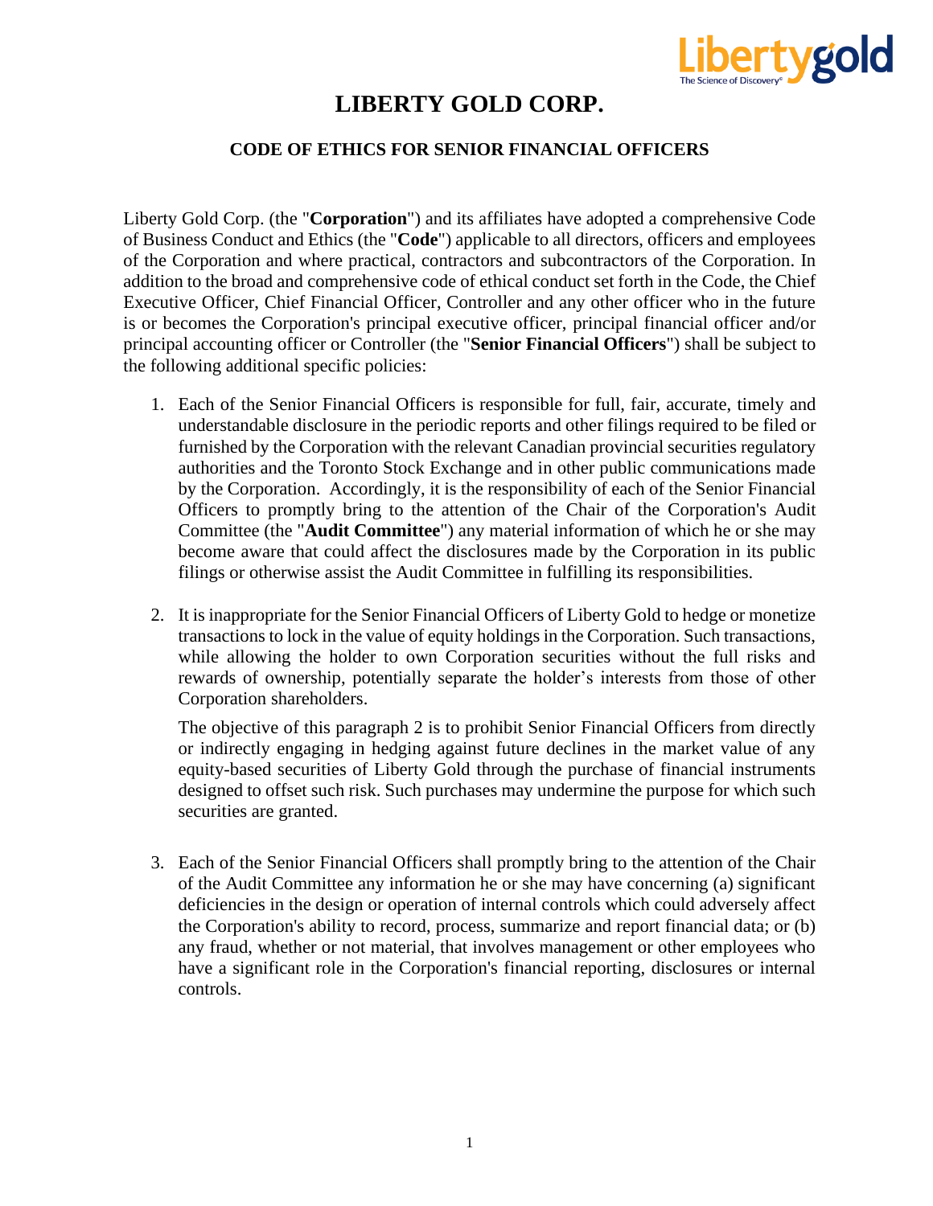# LIBERTY GOLD CORP.

## CODE OF ETHICS FOR SENIOR FINANCIAL OFFICERS

Liberty Gold Corp. (the "**Corporation**") and its affiliates have adopted a comprehensive Code of Business Conduct and Ethics (the "**Code**") applicable to all directors, officers and employees of the Corporation and where practical, contractors and subcontractors of the Corporation. In addition to the broad and comprehensive code of ethical conduct set forth in the Code, the Chief Executive Officer, Chief Financial Officer, Controller and any other officer who in the future is or becomes the Corporation's principal executive officer, principal financial officer and/or principal accounting officer or Controller (the "**Senior Financial Officers**") shall be subject to the following additional specific policies:

1. Each of the Senior Financial Officers is responsible for full, fair, accurate, timely and understandable disclosure in the periodic reports and other filings required to be filed or furnished by the Corporation with the relevant Canadian provincial securities regulatory authorities and the Toronto Stock Exchange and in other public communications made by the Corporation. Accordingly, it is the responsibility of each of the Senior Financial Officers to promptly bring to the attention of the Chair of the Corporation's Audit Committee (the "**Audit Committee**") any material information of which he or she may become aware that could affect the disclosures made by the Corporation in its public filings or otherwise assist the Audit Committee in fulfilling its responsibilities.

2. It is inappropriate for the Senior Financial Officers of Liberty Gold to hedge or monetize transactions to lock in the value of equity holdings in the Corporation. Such transactions, while allowing the holder to own Corporation securities without the full risks and rewards of ownership, potentially separate the holder's interests from those of other Corporation shareholders.

   The objective of this paragraph 2 is to prohibit Senior Financial Officers from directly or indirectly engaging in hedging against future declines in the market value of any equity-based securities of Liberty Gold through the purchase of financial instruments designed to offset such risk. Such purchases may undermine the purpose for which such securities are granted.

3. Each of the Senior Financial Officers shall promptly bring to the attention of the Chair of the Audit Committee any information he or she may have concerning (a) significant deficiencies in the design or operation of internal controls which could adversely affect the Corporation's ability to record, process, summarize and report financial data; or (b) any fraud, whether or not material, that involves management or other employees who have a significant role in the Corporation's financial reporting, disclosures or internal controls.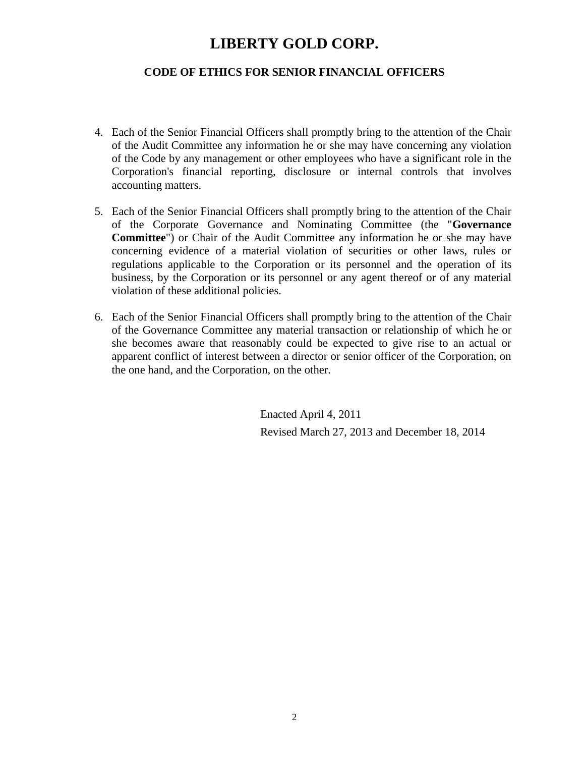# LIBERTY GOLD CORP.

### CODE OF ETHICS FOR SENIOR FINANCIAL OFFICERS

4. Each of the Senior Financial Officers shall promptly bring to the attention of the Chair of the Audit Committee any information he or she may have concerning any violation of the Code by any management or other employees who have a significant role in the Corporation's financial reporting, disclosure or internal controls that involves accounting matters.

5. Each of the Senior Financial Officers shall promptly bring to the attention of the Chair of the Corporate Governance and Nominating Committee (the "**Governance Committee**") or Chair of the Audit Committee any information he or she may have concerning evidence of a material violation of securities or other laws, rules or regulations applicable to the Corporation or its personnel and the operation of its business, by the Corporation or its personnel or any agent thereof or of any material violation of these additional policies.

6. Each of the Senior Financial Officers shall promptly bring to the attention of the Chair of the Governance Committee any material transaction or relationship of which he or she becomes aware that reasonably could be expected to give rise to an actual or apparent conflict of interest between a director or senior officer of the Corporation, on the one hand, and the Corporation, on the other.

Enacted April 4, 2011

Revised March 27, 2013 and December 18, 2014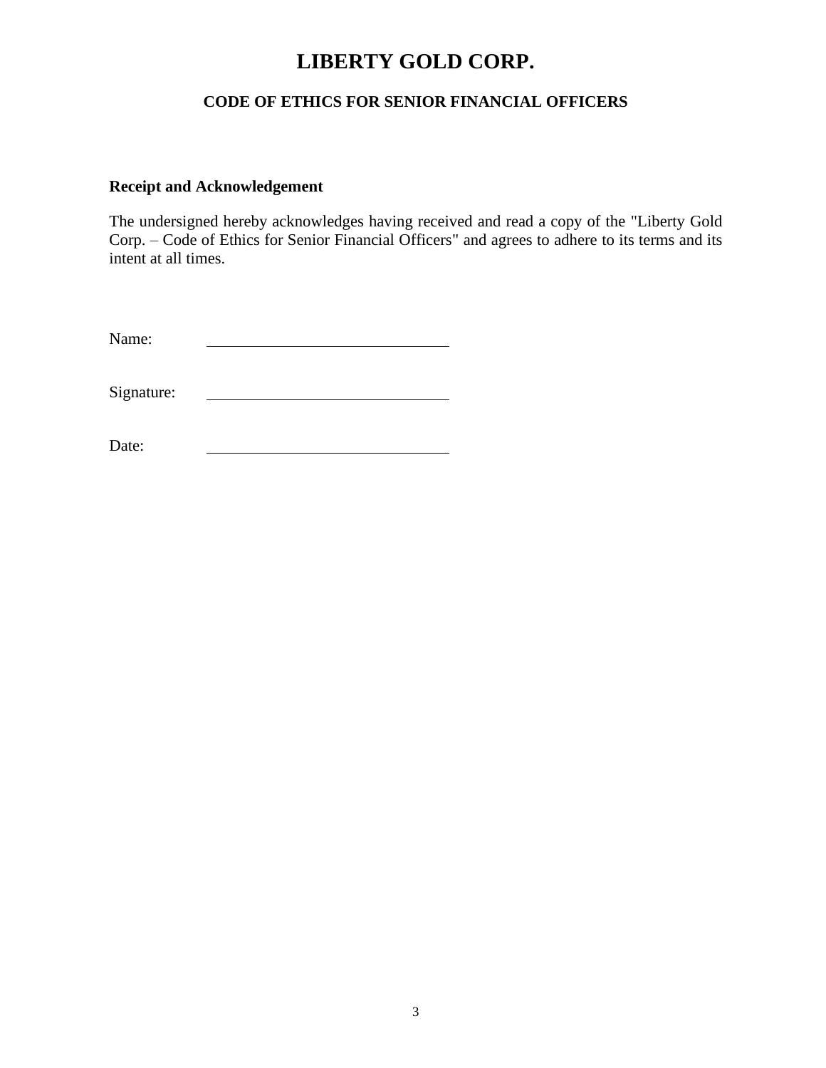# LIBERTY GOLD CORP.

## CODE OF ETHICS FOR SENIOR FINANCIAL OFFICERS

**Receipt and Acknowledgement**

The undersigned hereby acknowledges having received and read a copy of the "Liberty Gold Corp. – Code of Ethics for Senior Financial Officers" and agrees to adhere to its terms and its intent at all times.

Name: \_\_\_\_\_\_\_\_\_\_\_\_\_\_\_\_\_\_\_\_\_\_\_\_\_\_\_\_\_\_

Signature: \_\_\_\_\_\_\_\_\_\_\_\_\_\_\_\_\_\_\_\_\_\_\_\_\_\_\_\_\_\_

Date: \_\_\_\_\_\_\_\_\_\_\_\_\_\_\_\_\_\_\_\_\_\_\_\_\_\_\_\_\_\_